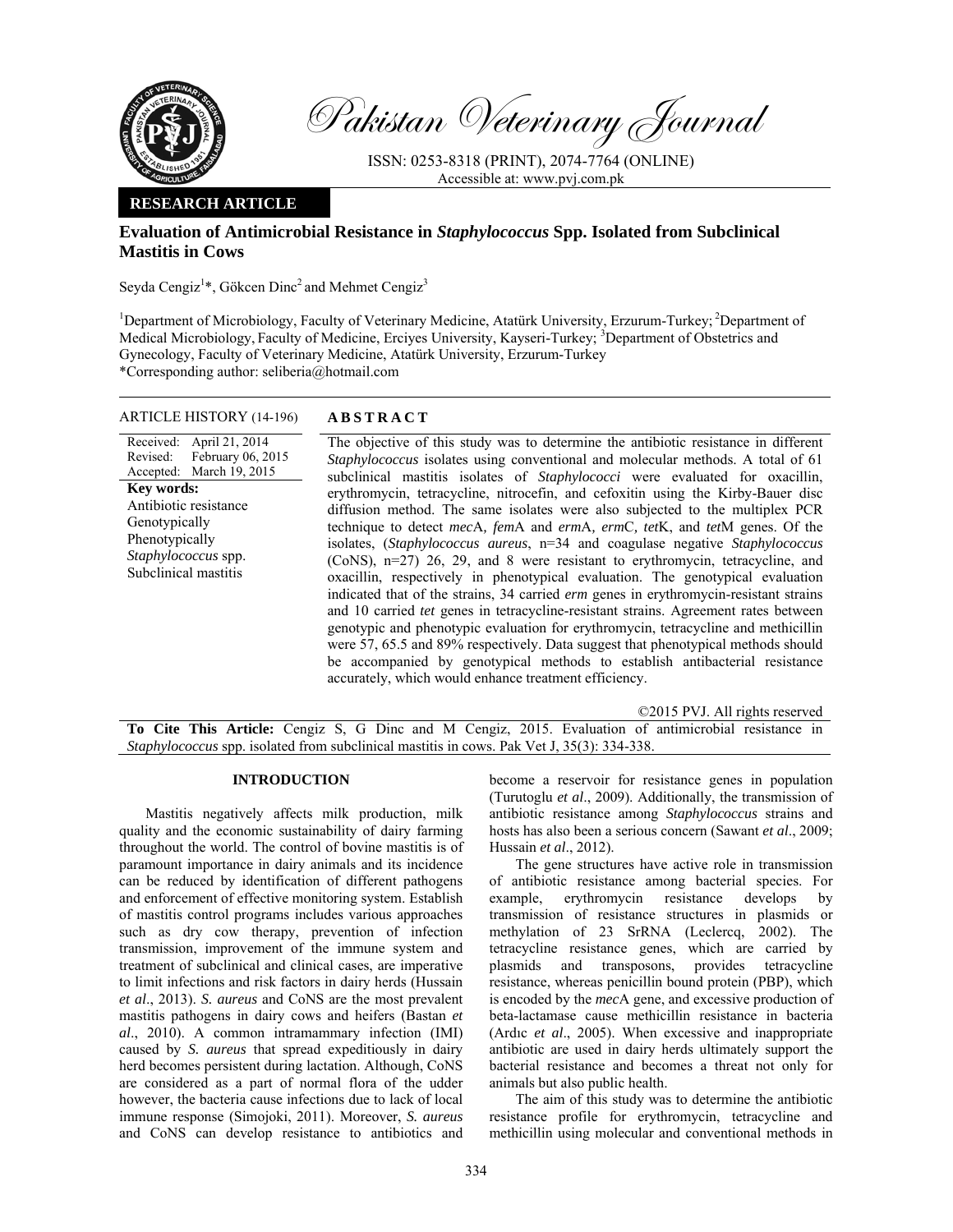# Pakistan Veterinary Journal

ISSN: 0253-8318 (PRINT), 2074-7764 (ONLINE)
Accessible at: www.pvj.com.pk

**RESEARCH ARTICLE**

## Evaluation of Antimicrobial Resistance in *Staphylococcus* Spp. Isolated from Subclinical Mastitis in Cows

Seyda Cengiz[1]*, Gökcen Dinc[2] and Mehmet Cengiz[3]

[1]Department of Microbiology, Faculty of Veterinary Medicine, Atatürk University, Erzurum-Turkey; [2]Department of Medical Microbiology, Faculty of Medicine, Erciyes University, Kayseri-Turkey; [3]Department of Obstetrics and Gynecology, Faculty of Veterinary Medicine, Atatürk University, Erzurum-Turkey
*Corresponding author: seliberia@hotmail.com

**ARTICLE HISTORY** (14-196)

Received: April 21, 2014
Revised: February 06, 2015
Accepted: March 19, 2015

**Key words:**
Antibiotic resistance
Genotypically
Phenotypically
*Staphylococcus* spp.
Subclinical mastitis

**ABSTRACT**

The objective of this study was to determine the antibiotic resistance in different *Staphylococcus* isolates using conventional and molecular methods. A total of 61 subclinical mastitis isolates of *Staphylococci* were evaluated for oxacillin, erythromycin, tetracycline, nitrocefin, and cefoxitin using the Kirby-Bauer disc diffusion method. The same isolates were also subjected to the multiplex PCR technique to detect *mec*A, *fem*A and *erm*A, *erm*C, *tet*K, and *tet*M genes. Of the isolates, (*Staphylococcus aureus*, n=34 and coagulase negative *Staphylococcus* (CoNS), n=27) 26, 29, and 8 were resistant to erythromycin, tetracycline, and oxacillin, respectively in phenotypical evaluation. The genotypical evaluation indicated that of the strains, 34 carried *erm* genes in erythromycin-resistant strains and 10 carried *tet* genes in tetracycline-resistant strains. Agreement rates between genotypic and phenotypic evaluation for erythromycin, tetracycline and methicillin were 57, 65.5 and 89% respectively. Data suggest that phenotypical methods should be accompanied by genotypical methods to establish antibacterial resistance accurately, which would enhance treatment efficiency.

©2015 PVJ. All rights reserved

**To Cite This Article:** Cengiz S, G Dinc and M Cengiz, 2015. Evaluation of antimicrobial resistance in *Staphylococcus* spp. isolated from subclinical mastitis in cows. Pak Vet J, 35(3): 334-338.

## INTRODUCTION

Mastitis negatively affects milk production, milk quality and the economic sustainability of dairy farming throughout the world. The control of bovine mastitis is of paramount importance in dairy animals and its incidence can be reduced by identification of different pathogens and enforcement of effective monitoring system. Establish of mastitis control programs includes various approaches such as dry cow therapy, prevention of infection transmission, improvement of the immune system and treatment of subclinical and clinical cases, are imperative to limit infections and risk factors in dairy herds (Hussain *et al*., 2013). *S. aureus* and CoNS are the most prevalent mastitis pathogens in dairy cows and heifers (Bastan *et al*., 2010). A common intramammary infection (IMI) caused by *S. aureus* that spread expeditiously in dairy herd becomes persistent during lactation. Although, CoNS are considered as a part of normal flora of the udder however, the bacteria cause infections due to lack of local immune response (Simojoki, 2011). Moreover, *S. aureus* and CoNS can develop resistance to antibiotics and become a reservoir for resistance genes in population (Turutoglu *et al*., 2009). Additionally, the transmission of antibiotic resistance among *Staphylococcus* strains and hosts has also been a serious concern (Sawant *et al*., 2009; Hussain *et al*., 2012).

The gene structures have active role in transmission of antibiotic resistance among bacterial species. For example, erythromycin resistance develops by transmission of resistance structures in plasmids or methylation of 23 SrRNA (Leclercq, 2002). The tetracycline resistance genes, which are carried by plasmids and transposons, provides tetracycline resistance, whereas penicillin bound protein (PBP), which is encoded by the *mec*A gene, and excessive production of beta-lactamase cause methicillin resistance in bacteria (Ardıc *et al*., 2005). When excessive and inappropriate antibiotic are used in dairy herds ultimately support the bacterial resistance and becomes a threat not only for animals but also public health.

The aim of this study was to determine the antibiotic resistance profile for erythromycin, tetracycline and methicillin using molecular and conventional methods in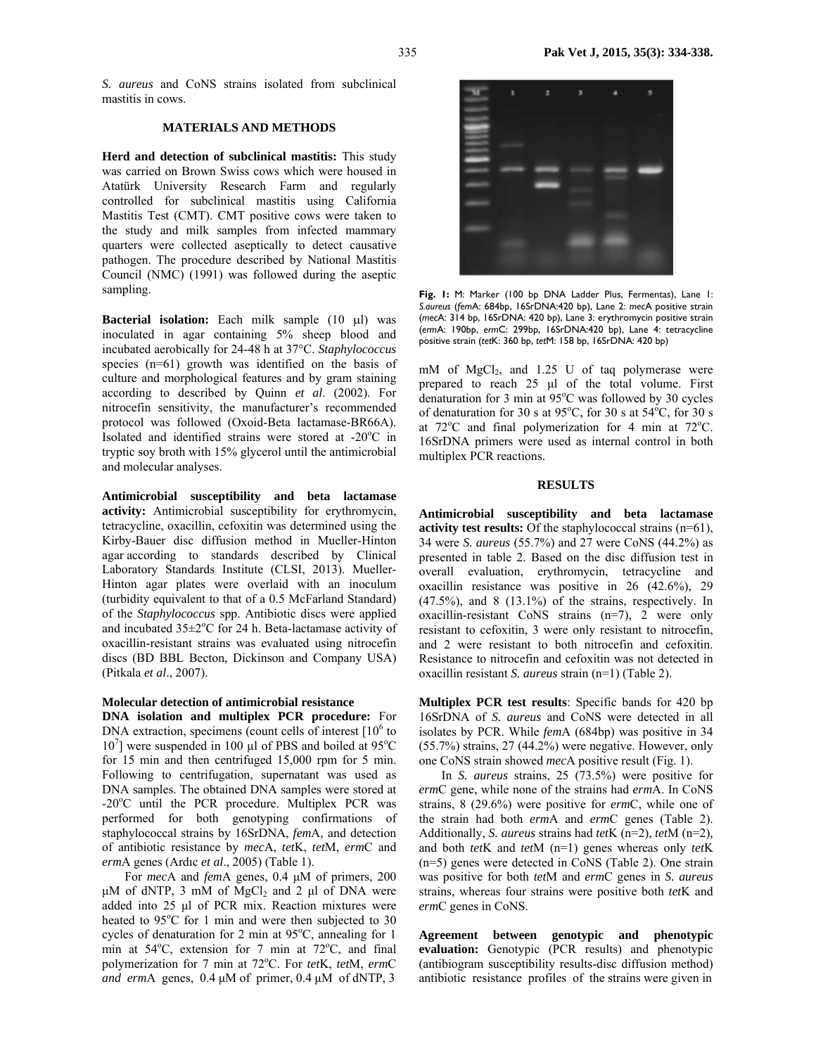*S. aureus* and CoNS strains isolated from subclinical mastitis in cows.

## MATERIALS AND METHODS

**Herd and detection of subclinical mastitis:** This study was carried on Brown Swiss cows which were housed in Atatürk University Research Farm and regularly controlled for subclinical mastitis using California Mastitis Test (CMT). CMT positive cows were taken to the study and milk samples from infected mammary quarters were collected aseptically to detect causative pathogen. The procedure described by National Mastitis Council (NMC) (1991) was followed during the aseptic sampling.

**Bacterial isolation:** Each milk sample (10 µl) was inoculated in agar containing 5% sheep blood and incubated aerobically for 24-48 h at 37°C. *Staphylococcus* species (n=61) growth was identified on the basis of culture and morphological features and by gram staining according to described by Quinn *et al*. (2002). For nitrocefin sensitivity, the manufacturer's recommended protocol was followed (Oxoid-Beta lactamase-BR66A). Isolated and identified strains were stored at -20°C in tryptic soy broth with 15% glycerol until the antimicrobial and molecular analyses.

**Antimicrobial susceptibility and beta lactamase activity:** Antimicrobial susceptibility for erythromycin, tetracycline, oxacillin, cefoxitin was determined using the Kirby-Bauer disc diffusion method in Mueller-Hinton agar according to standards described by Clinical Laboratory Standards Institute (CLSI, 2013). Mueller-Hinton agar plates were overlaid with an inoculum (turbidity equivalent to that of a 0.5 McFarland Standard) of the *Staphylococcus* spp. Antibiotic discs were applied and incubated 35±2°C for 24 h. Beta-lactamase activity of oxacillin-resistant strains was evaluated using nitrocefin discs (BD BBL Becton, Dickinson and Company USA) (Pitkala *et al*., 2007).

### Molecular detection of antimicrobial resistance

**DNA isolation and multiplex PCR procedure:** For DNA extraction, specimens (count cells of interest [$10^6$ to $10^7$] were suspended in 100 µl of PBS and boiled at 95°C for 15 min and then centrifuged 15,000 rpm for 5 min. Following to centrifugation, supernatant was used as DNA samples. The obtained DNA samples were stored at -20°C until the PCR procedure. Multiplex PCR was performed for both genotyping confirmations of staphylococcal strains by 16SrDNA, *fem*A, and detection of antibiotic resistance by *mec*A, *tet*K, *tet*M, *erm*C and *erm*A genes (Ardıc *et al*., 2005) (Table 1).

For *mec*A and *fem*A genes, 0.4 µM of primers, 200 µM of dNTP, 3 mM of $MgCl_2$ and 2 µl of DNA were added into 25 µl of PCR mix. Reaction mixtures were heated to 95°C for 1 min and were then subjected to 30 cycles of denaturation for 2 min at 95°C, annealing for 1 min at 54°C, extension for 7 min at 72°C, and final polymerization for 7 min at 72°C. For *tet*K, *tet*M, *erm*C *and erm*A genes, 0.4 µM of primer, 0.4 µM of dNTP, 3 mM of $MgCl_2$, and 1.25 U of taq polymerase were prepared to reach 25 µl of the total volume. First denaturation for 3 min at 95°C was followed by 30 cycles of denaturation for 30 s at 95°C, for 30 s at 54°C, for 30 s at 72°C and final polymerization for 4 min at 72°C. 16SrDNA primers were used as internal control in both multiplex PCR reactions.

**Fig. 1:** M: Marker (100 bp DNA Ladder Plus, Fermentas), Lane 1: *S.aureus* (*fem*A: 684bp, 16SrDNA:420 bp), Lane 2: *mec*A positive strain (*mec*A: 314 bp, 16SrDNA: 420 bp), Lane 3: erythromycin positive strain (*erm*A: 190bp, *erm*C: 299bp, 16SrDNA:420 bp), Lane 4: tetracycline positive strain (*tet*K: 360 bp, *tet*M: 158 bp, 16SrDNA: 420 bp)

## RESULTS

**Antimicrobial susceptibility and beta lactamase activity test results:** Of the staphylococcal strains (n=61), 34 were *S. aureus* (55.7%) and 27 were CoNS (44.2%) as presented in table 2. Based on the disc diffusion test in overall evaluation, erythromycin, tetracycline and oxacillin resistance was positive in 26 (42.6%), 29 (47.5%), and 8 (13.1%) of the strains, respectively. In oxacillin-resistant CoNS strains (n=7), 2 were only resistant to cefoxitin, 3 were only resistant to nitrocefin, and 2 were resistant to both nitrocefin and cefoxitin. Resistance to nitrocefin and cefoxitin was not detected in oxacillin resistant *S. aureus* strain (n=1) (Table 2).

**Multiplex PCR test results**: Specific bands for 420 bp 16SrDNA of *S. aureus* and CoNS were detected in all isolates by PCR. While *fem*A (684bp) was positive in 34 (55.7%) strains, 27 (44.2%) were negative. However, only one CoNS strain showed *mec*A positive result (Fig. 1).

In *S. aureus* strains, 25 (73.5%) were positive for *erm*C gene, while none of the strains had *erm*A. In CoNS strains, 8 (29.6%) were positive for *erm*C, while one of the strain had both *erm*A and *erm*C genes (Table 2). Additionally, *S. aureus* strains had *tet*K (n=2), *tet*M (n=2), and both *tet*K and *tet*M (n=1) genes whereas only *tet*K (n=5) genes were detected in CoNS (Table 2). One strain was positive for both *tet*M and *erm*C genes in *S. aureus* strains, whereas four strains were positive both *tet*K and *erm*C genes in CoNS.

**Agreement between genotypic and phenotypic evaluation:** Genotypic (PCR results) and phenotypic (antibiogram susceptibility results-disc diffusion method) antibiotic resistance profiles of the strains were given in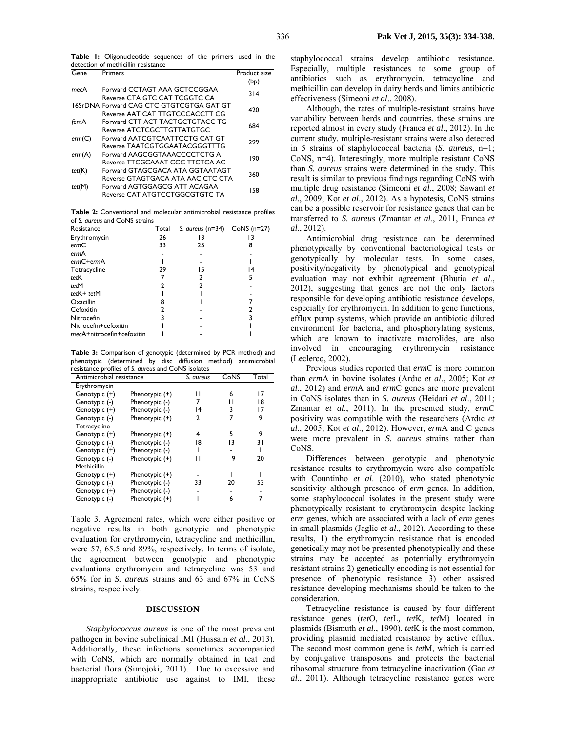**Table 1:** Oligonucleotide sequences of the primers used in the detection of methicillin resistance

| Gene | Primers | Product size (bp) |
|---|---|---|
| *mec*A | Forward CCTAGT AAA GCTCCGGAA<br>Reverse CTA GTC CAT TCGGTC CA | 314 |
| 16SrDNA | Forward CAG CTC GTGTCGTGA GAT GT<br>Reverse AAT CAT TTGTCCCACCTT CG | 420 |
| *fem*A | Forward CTT ACT TACTGCTGTACC TG<br>Reverse ATCTCGCTTGTTATGTGC | 684 |
| *erm*(C) | Forward AATCGTCAATTCCTG CAT GT<br>Reverse TAATCGTGGAATACGGGTTTG | 299 |
| *erm*(A) | Forward AAGCGGTAAACCCCTCTG A<br>Reverse TTCGCAAAT CCC TTCTCA AC | 190 |
| *tet*(K) | Forward GTAGCGACA ATA GGTAATAGT<br>Reverse GTAGTGACA ATA AAC CTC CTA | 360 |
| *tet*(M) | Forward AGTGGAGCG ATT ACAGAA<br>Reverse CAT ATGTCCTGGCGTGTC TA | 158 |

**Table 2:** Conventional and molecular antimicrobial resistance profiles of *S. aureus* and CoNS strains

| Resistance | Total | *S. aureus* (n=34) | CoNS (n=27) |
|---|---|---|---|
| Erythromycin | 26 | 13 | 13 |
| *erm*C | 33 | 25 | 8 |
| *erm*A | - | - | - |
| *erm*C+*erm*A | 1 | - | 1 |
| Tetracycline | 29 | 15 | 14 |
| *tet*K | 7 | 2 | 5 |
| *tet*M | 2 | 2 | - |
| *tet*K+ *tet*M | 1 | 1 | - |
| Oxacillin | 8 | 1 | 7 |
| Cefoxitin | 2 | - | 2 |
| Nitrocefin | 3 | - | 3 |
| Nitrocefin+cefoxitin | 1 | - | 1 |
| *mec*A+nitrocefin+cefoxitin | 1 | - | 1 |

**Table 3:** Comparison of genotypic (determined by PCR method) and phenotypic (determined by disc diffusion method) antimicrobial resistance profiles of *S. aureus* and CoNS isolates

| Antimicrobial resistance | | *S. aureus* | CoNS | Total |
|---|---|---|---|---|
| Erythromycin | | | | |
| Genotypic (+) | Phenotypic (+) | 11 | 6 | 17 |
| Genotypic (-) | Phenotypic (-) | 7 | 11 | 18 |
| Genotypic (+) | Phenotypic (-) | 14 | 3 | 17 |
| Genotypic (-) | Phenotypic (+) | 2 | 7 | 9 |
| Tetracycline | | | | |
| Genotypic (+) | Phenotypic (+) | 4 | 5 | 9 |
| Genotypic (-) | Phenotypic (-) | 18 | 13 | 31 |
| Genotypic (+) | Phenotypic (-) | 1 | - | 1 |
| Genotypic (-) | Phenotypic (+) | 11 | 9 | 20 |
| Methicillin | | | | |
| Genotypic (+) | Phenotypic (+) | - | 1 | 1 |
| Genotypic (-) | Phenotypic (-) | 33 | 20 | 53 |
| Genotypic (+) | Phenotypic (-) | - | - | - |
| Genotypic (-) | Phenotypic (+) | 1 | 6 | 7 |

Table 3. Agreement rates, which were either positive or negative results in both genotypic and phenotypic evaluation for erythromycin, tetracycline and methicillin, were 57, 65.5 and 89%, respectively. In terms of isolate, the agreement between genotypic and phenotypic evaluations erythromycin and tetracycline was 53 and 65% for in *S. aureus* strains and 63 and 67% in CoNS strains, respectively.

## DISCUSSION

*Staphylococcus aureus* is one of the most prevalent pathogen in bovine subclinical IMI (Hussain *et al*., 2013). Additionally, these infections sometimes accompanied with CoNS, which are normally obtained in teat end bacterial flora (Simojoki, 2011). Due to excessive and inappropriate antibiotic use against to IMI, these staphylococcal strains develop antibiotic resistance. Especially, multiple resistances to some group of antibiotics such as erythromycin, tetracycline and methicillin can develop in dairy herds and limits antibiotic effectiveness (Simeoni *et al*., 2008).

Although, the rates of multiple-resistant strains have variability between herds and countries, these strains are reported almost in every study (Franca *et al*., 2012). In the current study, multiple-resistant strains were also detected in 5 strains of staphylococcal bacteria (*S. aureus*, n=1; CoNS, n=4). Interestingly, more multiple resistant CoNS than *S. aureus* strains were determined in the study. This result is similar to previous findings regarding CoNS with multiple drug resistance (Simeoni *et al*., 2008; Sawant *et al*., 2009; Kot *et al*., 2012). As a hypotesis, CoNS strains can be a possible reservoir for resistance genes that can be transferred to *S. aureus* (Zmantar *et al*., 2011, Franca *et al*., 2012).

Antimicrobial drug resistance can be determined phenotypically by conventional bacteriological tests or genotypically by molecular tests. In some cases, positivity/negativity by phenotypical and genotypical evaluation may not exhibit agreement (Bhutia *et al*., 2012), suggesting that genes are not the only factors responsible for developing antibiotic resistance develops, especially for erythromycin. In addition to gene functions, efflux pump systems, which provide an antibiotic diluted environment for bacteria, and phosphorylating systems, which are known to inactivate macrolides, are also involved in encouraging erythromycin resistance (Leclercq, 2002).

Previous studies reported that *erm*C is more common than *erm*A in bovine isolates (Ardıc *et al*., 2005; Kot *et al*., 2012) and *erm*A and *erm*C genes are more prevalent in CoNS isolates than in *S. aureus* (Heidari *et al*., 2011; Zmantar *et al*., 2011). In the presented study, *erm*C positivity was compatible with the researchers (Ardıc *et al*., 2005; Kot *et al*., 2012). However, *erm*A and C genes were more prevalent in *S. aureus* strains rather than CoNS.

Differences between genotypic and phenotypic resistance results to erythromycin were also compatible with Countinho *et al*. (2010), who stated phenotypic sensitivity although presence of *erm* genes. In addition, some staphylococcal isolates in the present study were phenotypically resistant to erythromycin despite lacking *erm* genes, which are associated with a lack of *erm* genes in small plasmids (Jaglic *et al*., 2012). According to these results, 1) the erythromycin resistance that is encoded genetically may not be presented phenotypically and these strains may be accepted as potentially erythromycin resistant strains 2) genetically encoding is not essential for presence of phenotypic resistance 3) other assisted resistance developing mechanisms should be taken to the consideration.

Tetracycline resistance is caused by four different resistance genes (*tet*O, *tet*L, *tet*K, *tet*M) located in plasmids (Bismuth *et al*., 1990). *tet*K is the most common, providing plasmid mediated resistance by active efflux. The second most common gene is *tet*M, which is carried by conjugative transposons and protects the bacterial ribosomal structure from tetracycline inactivation (Gao *et al*., 2011). Although tetracycline resistance genes were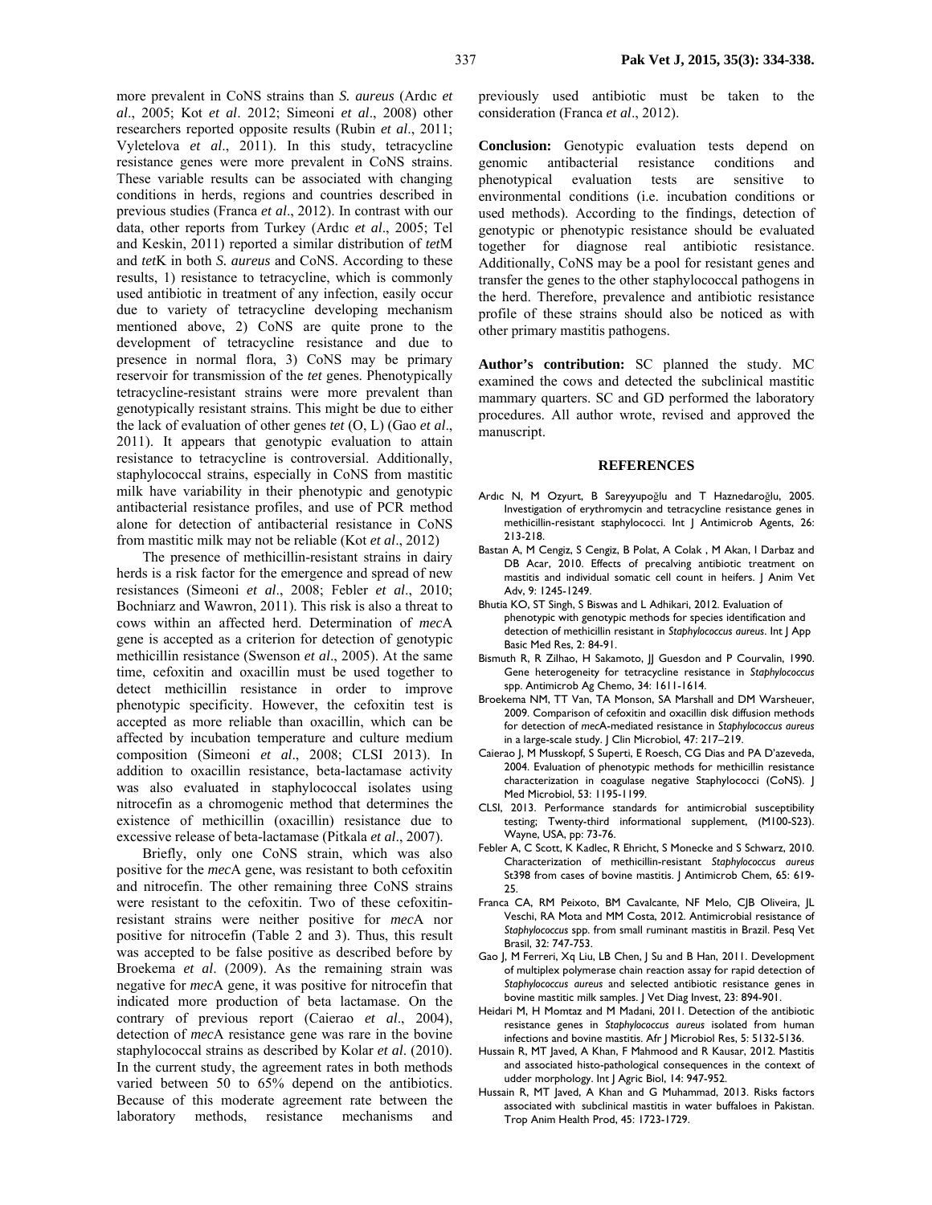more prevalent in CoNS strains than *S. aureus* (Ardıc *et al*., 2005; Kot *et al*. 2012; Simeoni *et al*., 2008) other researchers reported opposite results (Rubin *et al*., 2011; Vyletelova *et al*., 2011). In this study, tetracycline resistance genes were more prevalent in CoNS strains. These variable results can be associated with changing conditions in herds, regions and countries described in previous studies (Franca *et al*., 2012). In contrast with our data, other reports from Turkey (Ardıc *et al*., 2005; Tel and Keskin, 2011) reported a similar distribution of *tet*M and *tet*K in both *S. aureus* and CoNS. According to these results, 1) resistance to tetracycline, which is commonly used antibiotic in treatment of any infection, easily occur due to variety of tetracycline developing mechanism mentioned above, 2) CoNS are quite prone to the development of tetracycline resistance and due to presence in normal flora, 3) CoNS may be primary reservoir for transmission of the *tet* genes. Phenotypically tetracycline-resistant strains were more prevalent than genotypically resistant strains. This might be due to either the lack of evaluation of other genes *tet* (O, L) (Gao *et al*., 2011). It appears that genotypic evaluation to attain resistance to tetracycline is controversial. Additionally, staphylococcal strains, especially in CoNS from mastitic milk have variability in their phenotypic and genotypic antibacterial resistance profiles, and use of PCR method alone for detection of antibacterial resistance in CoNS from mastitic milk may not be reliable (Kot *et al*., 2012)

The presence of methicillin-resistant strains in dairy herds is a risk factor for the emergence and spread of new resistances (Simeoni *et al*., 2008; Febler *et al*., 2010; Bochniarz and Wawron, 2011). This risk is also a threat to cows within an affected herd. Determination of *mec*A gene is accepted as a criterion for detection of genotypic methicillin resistance (Swenson *et al*., 2005). At the same time, cefoxitin and oxacillin must be used together to detect methicillin resistance in order to improve phenotypic specificity. However, the cefoxitin test is accepted as more reliable than oxacillin, which can be affected by incubation temperature and culture medium composition (Simeoni *et al*., 2008; CLSI 2013). In addition to oxacillin resistance, beta-lactamase activity was also evaluated in staphylococcal isolates using nitrocefin as a chromogenic method that determines the existence of methicillin (oxacillin) resistance due to excessive release of beta-lactamase (Pitkala *et al*., 2007).

Briefly, only one CoNS strain, which was also positive for the *mec*A gene, was resistant to both cefoxitin and nitrocefin. The other remaining three CoNS strains were resistant to the cefoxitin. Two of these cefoxitin-resistant strains were neither positive for *mec*A nor positive for nitrocefin (Table 2 and 3). Thus, this result was accepted to be false positive as described before by Broekema *et al*. (2009). As the remaining strain was negative for *mec*A gene, it was positive for nitrocefin that indicated more production of beta lactamase. On the contrary of previous report (Caierao *et al*., 2004), detection of *mec*A resistance gene was rare in the bovine staphylococcal strains as described by Kolar *et al*. (2010). In the current study, the agreement rates in both methods varied between 50 to 65% depend on the antibiotics. Because of this moderate agreement rate between the laboratory methods, resistance mechanisms and previously used antibiotic must be taken to the consideration (Franca *et al*., 2012).

**Conclusion:** Genotypic evaluation tests depend on genomic antibacterial resistance conditions and phenotypical evaluation tests are sensitive to environmental conditions (i.e. incubation conditions or used methods). According to the findings, detection of genotypic or phenotypic resistance should be evaluated together for diagnose real antibiotic resistance. Additionally, CoNS may be a pool for resistant genes and transfer the genes to the other staphylococcal pathogens in the herd. Therefore, prevalence and antibiotic resistance profile of these strains should also be noticed as with other primary mastitis pathogens.

**Author's contribution:** SC planned the study. MC examined the cows and detected the subclinical mastitic mammary quarters. SC and GD performed the laboratory procedures. All author wrote, revised and approved the manuscript.

## REFERENCES

Ardıc N, M Ozyurt, B Sareyyupoğlu and T Haznedaroğlu, 2005. Investigation of erythromycin and tetracycline resistance genes in methicillin-resistant staphylococci. Int J Antimicrob Agents, 26: 213-218.

Bastan A, M Cengiz, S Cengiz, B Polat, A Colak , M Akan, I Darbaz and DB Acar, 2010. Effects of precalving antibiotic treatment on mastitis and individual somatic cell count in heifers. J Anim Vet Adv, 9: 1245-1249.

Bhutia KO, ST Singh, S Biswas and L Adhikari, 2012. Evaluation of phenotypic with genotypic methods for species identification and detection of methicillin resistant in *Staphylococcus aureus*. Int J App Basic Med Res, 2: 84-91.

Bismuth R, R Zilhao, H Sakamoto, JJ Guesdon and P Courvalin, 1990. Gene heterogeneity for tetracycline resistance in *Staphylococcus* spp. Antimicrob Ag Chemo, 34: 1611-1614.

Broekema NM, TT Van, TA Monson, SA Marshall and DM Warsheuer, 2009. Comparison of cefoxitin and oxacillin disk diffusion methods for detection of *mec*A-mediated resistance in *Staphylococcus aureus* in a large-scale study. J Clin Microbiol, 47: 217–219.

Caierao J, M Musskopf, S Superti, E Roesch, CG Dias and PA D'azeveda, 2004. Evaluation of phenotypic methods for methicillin resistance characterization in coagulase negative Staphylococci (CoNS). J Med Microbiol, 53: 1195-1199.

CLSI, 2013. Performance standards for antimicrobial susceptibility testing; Twenty-third informational supplement, (M100-S23). Wayne, USA, pp: 73-76.

Febler A, C Scott, K Kadlec, R Ehricht, S Monecke and S Schwarz, 2010. Characterization of methicillin-resistant *Staphylococcus aureus* St398 from cases of bovine mastitis. J Antimicrob Chem, 65: 619-25.

Franca CA, RM Peixoto, BM Cavalcante, NF Melo, CJB Oliveira, JL Veschi, RA Mota and MM Costa, 2012. Antimicrobial resistance of *Staphylococcus* spp. from small ruminant mastitis in Brazil. Pesq Vet Brasil, 32: 747-753.

Gao J, M Ferreri, Xq Liu, LB Chen, J Su and B Han, 2011. Development of multiplex polymerase chain reaction assay for rapid detection of *Staphylococcus aureus* and selected antibiotic resistance genes in bovine mastitic milk samples. J Vet Diag Invest, 23: 894-901.

Heidari M, H Momtaz and M Madani, 2011. Detection of the antibiotic resistance genes in *Staphylococcus aureus* isolated from human infections and bovine mastitis. Afr J Microbiol Res, 5: 5132-5136.

Hussain R, MT Javed, A Khan, F Mahmood and R Kausar, 2012. Mastitis and associated histo-pathological consequences in the context of udder morphology. Int J Agric Biol, 14: 947-952.

Hussain R, MT Javed, A Khan and G Muhammad, 2013. Risks factors associated with subclinical mastitis in water buffaloes in Pakistan. Trop Anim Health Prod, 45: 1723-1729.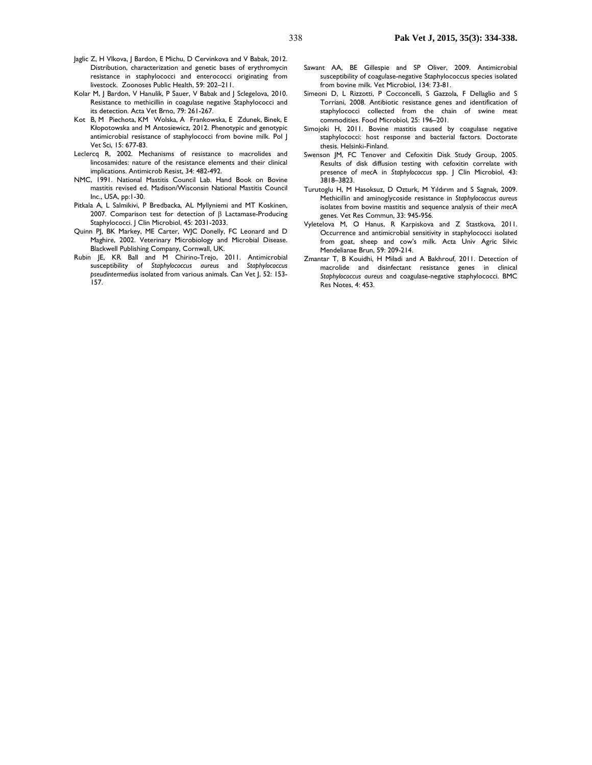Jaglic Z, H Vlkova, J Bardon, E Michu, D Cervinkova and V Babak, 2012. Distribution, characterization and genetic bases of erythromycin resistance in staphylococci and enterococci originating from livestock. Zoonoses Public Health, 59: 202–211.

Kolar M, J Bardon, V Hanulik, P Sauer, V Babak and J Sclegelova, 2010. Resistance to methicillin in coagulase negative Staphylococci and its detection. Acta Vet Brno, 79: 261-267.

Kot B, M Piechota, KM Wolska, A Frankowska, E Zdunek, Binek, E Kłopotowska and M Antosiewicz, 2012. Phenotypic and genotypic antimicrobial resistance of staphylococci from bovine milk. Pol J Vet Sci, 15: 677-83.

Leclercq R, 2002. Mechanisms of resistance to macrolides and lincosamides: nature of the resistance elements and their clinical implications. Antimicrob Resist, 34: 482-492.

NMC, 1991. National Mastitis Council Lab. Hand Book on Bovine mastitis revised ed. Madison/Wisconsin National Mastitis Council Inc., USA, pp:1-30.

Pitkala A, L Salmikivi, P Bredbacka, AL Myllyniemi and MT Koskinen, 2007. Comparison test for detection of β Lactamase-Producing Staphylococci. J Clin Microbiol, 45: 2031-2033.

Quinn PJ, BK Markey, ME Carter, WJC Donelly, FC Leonard and D Maghire, 2002. Veterinary Microbiology and Microbial Disease. Blackwell Publishing Company, Cornwall, UK.

Rubin JE, KR Ball and M Chirino-Trejo, 2011. Antimicrobial susceptibility of *Staphylococcus aureus* and *Staphylococcus pseudintermedius* isolated from various animals. Can Vet J, 52: 153-157.

Sawant AA, BE Gillespie and SP Oliver, 2009. Antimicrobial susceptibility of coagulase-negative Staphylococcus species isolated from bovine milk. Vet Microbiol, 134: 73-81.

Simeoni D, L Rizzotti, P Cocconcelli, S Gazzola, F Dellaglio and S Torriani, 2008. Antibiotic resistance genes and identification of staphylococci collected from the chain of swine meat commodities. Food Microbiol, 25: 196–201.

Simojoki H, 2011. Bovine mastitis caused by coagulase negative staphylococci: host response and bacterial factors. Doctorate thesis. Helsinki-Finland.

Swenson JM, FC Tenover and Cefoxitin Disk Study Group, 2005. Results of disk diffusion testing with cefoxitin correlate with presence of *mec*A in *Staphylococcus* spp. J Clin Microbiol, 43: 3818–3823.

Turutoglu H, M Hasoksuz, D Ozturk, M Yıldırım and S Sagnak, 2009. Methicillin and aminoglycoside resistance in *Staphylococcus aureus* isolates from bovine mastitis and sequence analysis of their *mec*A genes. Vet Res Commun, 33: 945-956.

Vyletelova M, O Hanus, R Karpiskova and Z Stastkova, 2011. Occurrence and antimicrobial sensitivity in staphylococci isolated from goat, sheep and cow's milk. Acta Univ Agric Silvic Mendelianae Brun, 59: 209-214.

Zmantar T, B Kouidhi, H Miladi and A Bakhrouf, 2011. Detection of macrolide and disinfectant resistance genes in clinical *Staphylococcus aureus* and coagulase-negative staphylococci. BMC Res Notes, 4: 453.